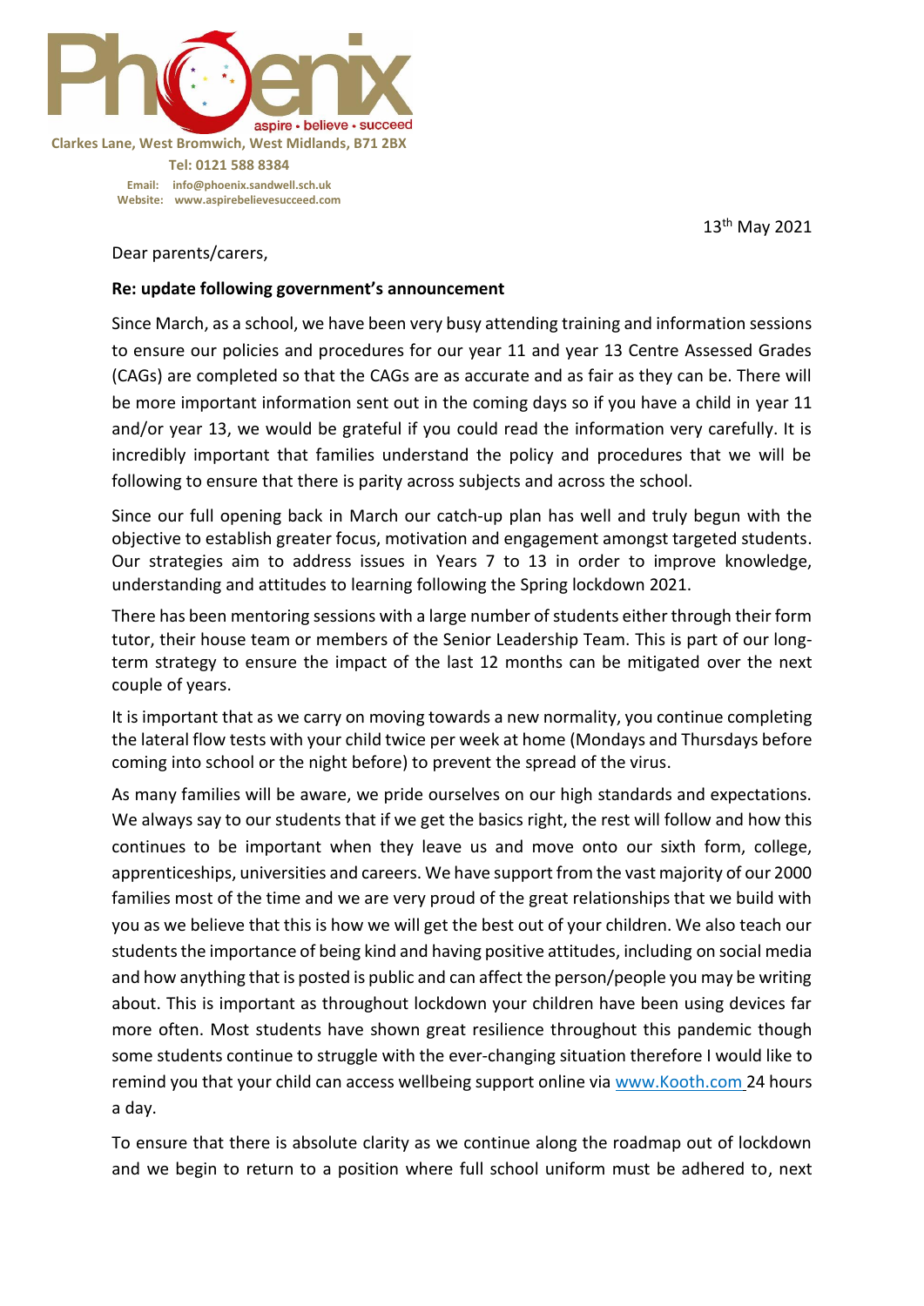Phoenix

aspire • believe • succeed

Clarkes Lane, West Bromwich, West Midlands, B71 2BX

Tel: 0121 588 8384

Email: info@phoenix.sandwell.sch.uk
Website: www.aspirebelievesucceed.com

13th May 2021

Dear parents/carers,

**Re: update following government's announcement**

Since March, as a school, we have been very busy attending training and information sessions to ensure our policies and procedures for our year 11 and year 13 Centre Assessed Grades (CAGs) are completed so that the CAGs are as accurate and as fair as they can be. There will be more important information sent out in the coming days so if you have a child in year 11 and/or year 13, we would be grateful if you could read the information very carefully. It is incredibly important that families understand the policy and procedures that we will be following to ensure that there is parity across subjects and across the school.

Since our full opening back in March our catch-up plan has well and truly begun with the objective to establish greater focus, motivation and engagement amongst targeted students. Our strategies aim to address issues in Years 7 to 13 in order to improve knowledge, understanding and attitudes to learning following the Spring lockdown 2021.

There has been mentoring sessions with a large number of students either through their form tutor, their house team or members of the Senior Leadership Team. This is part of our long-term strategy to ensure the impact of the last 12 months can be mitigated over the next couple of years.

It is important that as we carry on moving towards a new normality, you continue completing the lateral flow tests with your child twice per week at home (Mondays and Thursdays before coming into school or the night before) to prevent the spread of the virus.

As many families will be aware, we pride ourselves on our high standards and expectations. We always say to our students that if we get the basics right, the rest will follow and how this continues to be important when they leave us and move onto our sixth form, college, apprenticeships, universities and careers. We have support from the vast majority of our 2000 families most of the time and we are very proud of the great relationships that we build with you as we believe that this is how we will get the best out of your children. We also teach our students the importance of being kind and having positive attitudes, including on social media and how anything that is posted is public and can affect the person/people you may be writing about. This is important as throughout lockdown your children have been using devices far more often. Most students have shown great resilience throughout this pandemic though some students continue to struggle with the ever-changing situation therefore I would like to remind you that your child can access wellbeing support online via www.Kooth.com 24 hours a day.

To ensure that there is absolute clarity as we continue along the roadmap out of lockdown and we begin to return to a position where full school uniform must be adhered to, next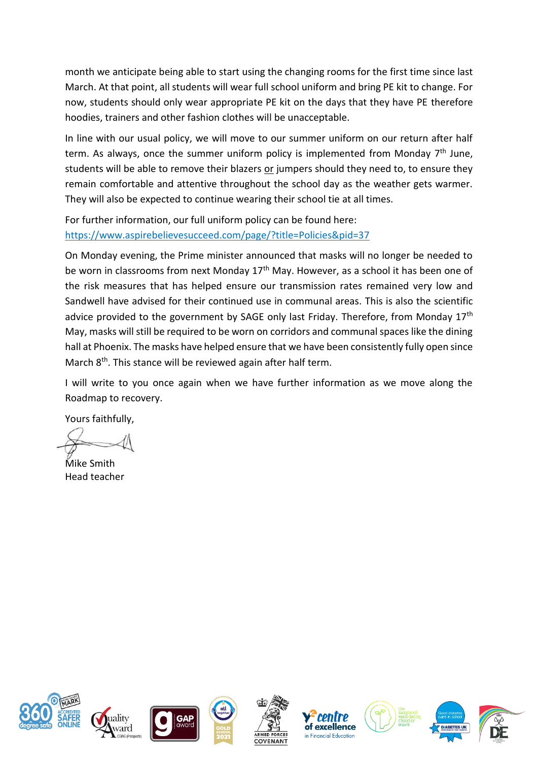month we anticipate being able to start using the changing rooms for the first time since last March. At that point, all students will wear full school uniform and bring PE kit to change. For now, students should only wear appropriate PE kit on the days that they have PE therefore hoodies, trainers and other fashion clothes will be unacceptable.

In line with our usual policy, we will move to our summer uniform on our return after half term. As always, once the summer uniform policy is implemented from Monday 7th June, students will be able to remove their blazers or jumpers should they need to, to ensure they remain comfortable and attentive throughout the school day as the weather gets warmer. They will also be expected to continue wearing their school tie at all times.

For further information, our full uniform policy can be found here:
https://www.aspirebelievesucceed.com/page/?title=Policies&pid=37

On Monday evening, the Prime minister announced that masks will no longer be needed to be worn in classrooms from next Monday 17th May. However, as a school it has been one of the risk measures that has helped ensure our transmission rates remained very low and Sandwell have advised for their continued use in communal areas. This is also the scientific advice provided to the government by SAGE only last Friday. Therefore, from Monday 17th May, masks will still be required to be worn on corridors and communal spaces like the dining hall at Phoenix. The masks have helped ensure that we have been consistently fully open since March 8th. This stance will be reviewed again after half term.

I will write to you once again when we have further information as we move along the Roadmap to recovery.

Yours faithfully,

Mike Smith
Head teacher